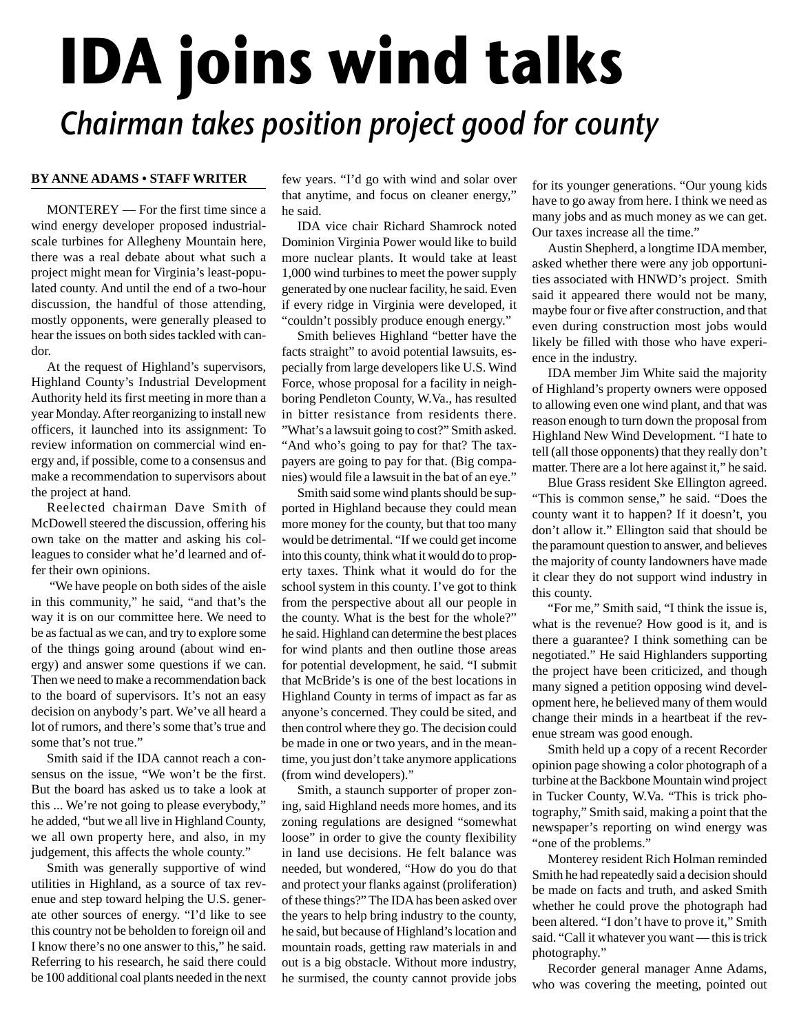# IDA joins wind talks

## *Chairman takes position project good for county*

**BY ANNE ADAMS • STAFF WRITER**

MONTEREY — For the first time since a wind energy developer proposed industrial-scale turbines for Allegheny Mountain here, there was a real debate about what such a project might mean for Virginia's least-populated county. And until the end of a two-hour discussion, the handful of those attending, mostly opponents, were generally pleased to hear the issues on both sides tackled with candor.

At the request of Highland's supervisors, Highland County's Industrial Development Authority held its first meeting in more than a year Monday. After reorganizing to install new officers, it launched into its assignment: To review information on commercial wind energy and, if possible, come to a consensus and make a recommendation to supervisors about the project at hand.

Reelected chairman Dave Smith of McDowell steered the discussion, offering his own take on the matter and asking his colleagues to consider what he'd learned and offer their own opinions.

"We have people on both sides of the aisle in this community," he said, "and that's the way it is on our committee here. We need to be as factual as we can, and try to explore some of the things going around (about wind energy) and answer some questions if we can. Then we need to make a recommendation back to the board of supervisors. It's not an easy decision on anybody's part. We've all heard a lot of rumors, and there's some that's true and some that's not true."

Smith said if the IDA cannot reach a consensus on the issue, "We won't be the first. But the board has asked us to take a look at this ... We're not going to please everybody," he added, "but we all live in Highland County, we all own property here, and also, in my judgement, this affects the whole county."

Smith was generally supportive of wind utilities in Highland, as a source of tax revenue and step toward helping the U.S. generate other sources of energy. "I'd like to see this country not be beholden to foreign oil and I know there's no one answer to this," he said. Referring to his research, he said there could be 100 additional coal plants needed in the next few years. "I'd go with wind and solar over that anytime, and focus on cleaner energy," he said.

IDA vice chair Richard Shamrock noted Dominion Virginia Power would like to build more nuclear plants. It would take at least 1,000 wind turbines to meet the power supply generated by one nuclear facility, he said. Even if every ridge in Virginia were developed, it "couldn't possibly produce enough energy."

Smith believes Highland "better have the facts straight" to avoid potential lawsuits, especially from large developers like U.S. Wind Force, whose proposal for a facility in neighboring Pendleton County, W.Va., has resulted in bitter resistance from residents there. "What's a lawsuit going to cost?" Smith asked. "And who's going to pay for that? The taxpayers are going to pay for that. (Big companies) would file a lawsuit in the bat of an eye."

Smith said some wind plants should be supported in Highland because they could mean more money for the county, but that too many would be detrimental. "If we could get income into this county, think what it would do to property taxes. Think what it would do for the school system in this county. I've got to think from the perspective about all our people in the county. What is the best for the whole?" he said. Highland can determine the best places for wind plants and then outline those areas for potential development, he said. "I submit that McBride's is one of the best locations in Highland County in terms of impact as far as anyone's concerned. They could be sited, and then control where they go. The decision could be made in one or two years, and in the meantime, you just don't take anymore applications (from wind developers)."

Smith, a staunch supporter of proper zoning, said Highland needs more homes, and its zoning regulations are designed "somewhat loose" in order to give the county flexibility in land use decisions. He felt balance was needed, but wondered, "How do you do that and protect your flanks against (proliferation) of these things?" The IDA has been asked over the years to help bring industry to the county, he said, but because of Highland's location and mountain roads, getting raw materials in and out is a big obstacle. Without more industry, he surmised, the county cannot provide jobs for its younger generations. "Our young kids have to go away from here. I think we need as many jobs and as much money as we can get. Our taxes increase all the time."

Austin Shepherd, a longtime IDA member, asked whether there were any job opportunities associated with HNWD's project. Smith said it appeared there would not be many, maybe four or five after construction, and that even during construction most jobs would likely be filled with those who have experience in the industry.

IDA member Jim White said the majority of Highland's property owners were opposed to allowing even one wind plant, and that was reason enough to turn down the proposal from Highland New Wind Development. "I hate to tell (all those opponents) that they really don't matter. There are a lot here against it," he said.

Blue Grass resident Ske Ellington agreed. "This is common sense," he said. "Does the county want it to happen? If it doesn't, you don't allow it." Ellington said that should be the paramount question to answer, and believes the majority of county landowners have made it clear they do not support wind industry in this county.

"For me," Smith said, "I think the issue is, what is the revenue? How good is it, and is there a guarantee? I think something can be negotiated." He said Highlanders supporting the project have been criticized, and though many signed a petition opposing wind development here, he believed many of them would change their minds in a heartbeat if the revenue stream was good enough.

Smith held up a copy of a recent Recorder opinion page showing a color photograph of a turbine at the Backbone Mountain wind project in Tucker County, W.Va. "This is trick photography," Smith said, making a point that the newspaper's reporting on wind energy was "one of the problems."

Monterey resident Rich Holman reminded Smith he had repeatedly said a decision should be made on facts and truth, and asked Smith whether he could prove the photograph had been altered. "I don't have to prove it," Smith said. "Call it whatever you want — this is trick photography."

Recorder general manager Anne Adams, who was covering the meeting, pointed out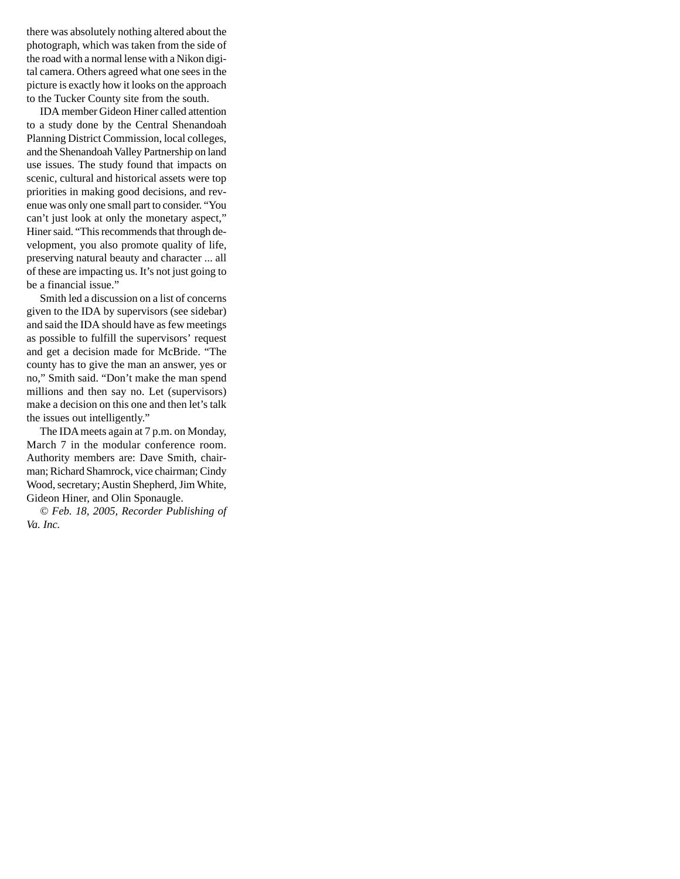there was absolutely nothing altered about the photograph, which was taken from the side of the road with a normal lense with a Nikon digital camera. Others agreed what one sees in the picture is exactly how it looks on the approach to the Tucker County site from the south.

IDA member Gideon Hiner called attention to a study done by the Central Shenandoah Planning District Commission, local colleges, and the Shenandoah Valley Partnership on land use issues. The study found that impacts on scenic, cultural and historical assets were top priorities in making good decisions, and revenue was only one small part to consider. "You can't just look at only the monetary aspect," Hiner said. "This recommends that through development, you also promote quality of life, preserving natural beauty and character ... all of these are impacting us. It's not just going to be a financial issue."

Smith led a discussion on a list of concerns given to the IDA by supervisors (see sidebar) and said the IDA should have as few meetings as possible to fulfill the supervisors' request and get a decision made for McBride. "The county has to give the man an answer, yes or no," Smith said. "Don't make the man spend millions and then say no. Let (supervisors) make a decision on this one and then let's talk the issues out intelligently."

The IDA meets again at 7 p.m. on Monday, March 7 in the modular conference room. Authority members are: Dave Smith, chairman; Richard Shamrock, vice chairman; Cindy Wood, secretary; Austin Shepherd, Jim White, Gideon Hiner, and Olin Sponaugle.

*© Feb. 18, 2005, Recorder Publishing of Va. Inc.*